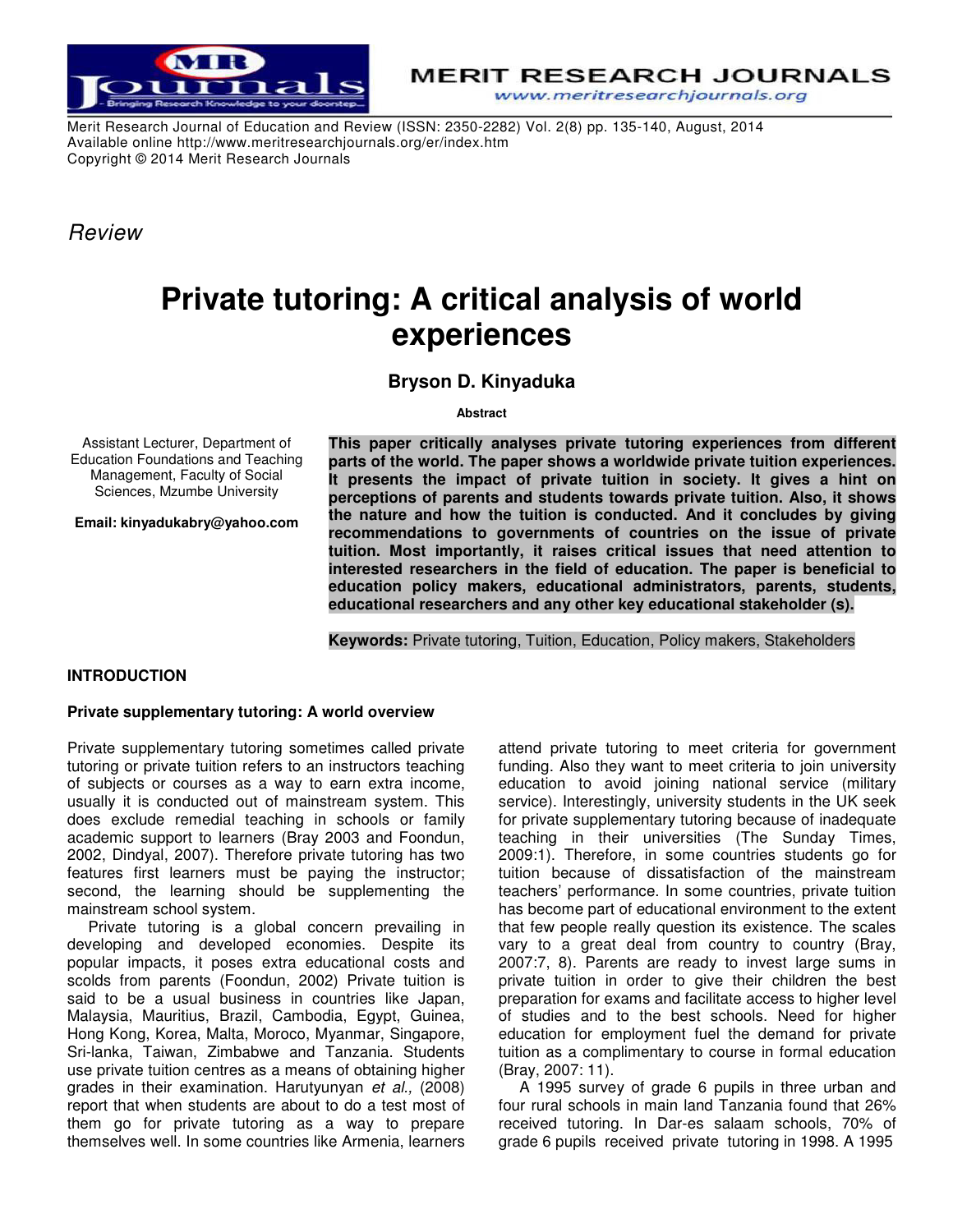Merit Research Journal of Education and Review (ISSN: 2350-2282) Vol. 2(8) pp. 135-140, August, 2014
Available online http://www.meritresearchjournals.org/er/index.htm
Copyright © 2014 Merit Research Journals

*Review*

# Private tutoring: A critical analysis of world experiences

**Bryson D. Kinyaduka**

Assistant Lecturer, Department of Education Foundations and Teaching Management, Faculty of Social Sciences, Mzumbe University

**Email: kinyadukabry@yahoo.com**

**Abstract**

**This paper critically analyses private tutoring experiences from different parts of the world. The paper shows a worldwide private tuition experiences. It presents the impact of private tuition in society. It gives a hint on perceptions of parents and students towards private tuition. Also, it shows the nature and how the tuition is conducted. And it concludes by giving recommendations to governments of countries on the issue of private tuition. Most importantly, it raises critical issues that need attention to interested researchers in the field of education. The paper is beneficial to education policy makers, educational administrators, parents, students, educational researchers and any other key educational stakeholder (s).**

**Keywords:** Private tutoring, Tuition, Education, Policy makers, Stakeholders

## INTRODUCTION

### Private supplementary tutoring: A world overview

Private supplementary tutoring sometimes called private tutoring or private tuition refers to an instructors teaching of subjects or courses as a way to earn extra income, usually it is conducted out of mainstream system. This does exclude remedial teaching in schools or family academic support to learners (Bray 2003 and Foondun, 2002, Dindyal, 2007). Therefore private tutoring has two features first learners must be paying the instructor; second, the learning should be supplementing the mainstream school system.

Private tutoring is a global concern prevailing in developing and developed economies. Despite its popular impacts, it poses extra educational costs and scolds from parents (Foondun, 2002) Private tuition is said to be a usual business in countries like Japan, Malaysia, Mauritius, Brazil, Cambodia, Egypt, Guinea, Hong Kong, Korea, Malta, Moroco, Myanmar, Singapore, Sri-lanka, Taiwan, Zimbabwe and Tanzania. Students use private tuition centres as a means of obtaining higher grades in their examination. Harutyunyan *et al.,* (2008) report that when students are about to do a test most of them go for private tutoring as a way to prepare themselves well. In some countries like Armenia, learners attend private tutoring to meet criteria for government funding. Also they want to meet criteria to join university education to avoid joining national service (military service). Interestingly, university students in the UK seek for private supplementary tutoring because of inadequate teaching in their universities (The Sunday Times, 2009:1). Therefore, in some countries students go for tuition because of dissatisfaction of the mainstream teachers' performance. In some countries, private tuition has become part of educational environment to the extent that few people really question its existence. The scales vary to a great deal from country to country (Bray, 2007:7, 8). Parents are ready to invest large sums in private tuition in order to give their children the best preparation for exams and facilitate access to higher level of studies and to the best schools. Need for higher education for employment fuel the demand for private tuition as a complimentary to course in formal education (Bray, 2007: 11).

A 1995 survey of grade 6 pupils in three urban and four rural schools in main land Tanzania found that 26% received tutoring. In Dar-es salaam schools, 70% of grade 6 pupils received private tutoring in 1998. A 1995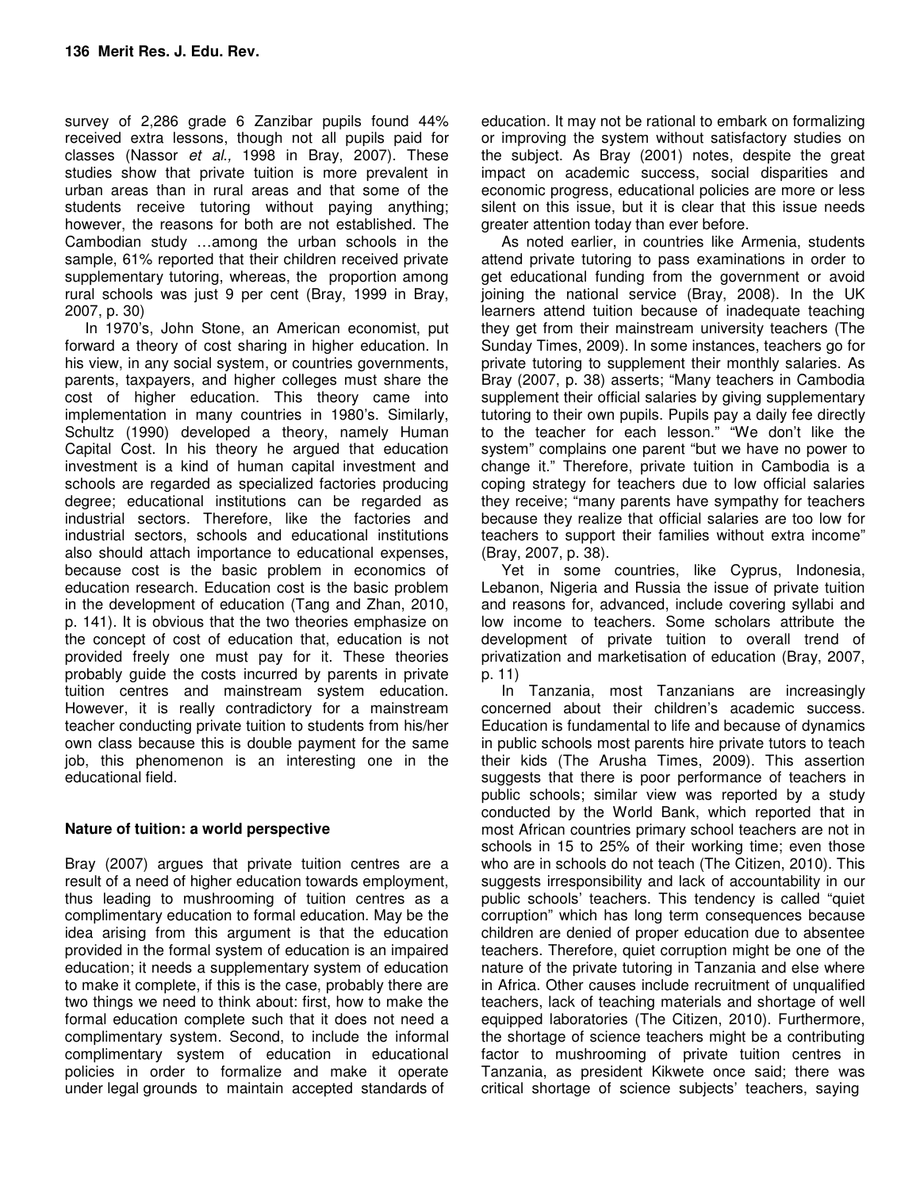survey of 2,286 grade 6 Zanzibar pupils found 44% received extra lessons, though not all pupils paid for classes (Nassor *et al.,* 1998 in Bray, 2007). These studies show that private tuition is more prevalent in urban areas than in rural areas and that some of the students receive tutoring without paying anything; however, the reasons for both are not established. The Cambodian study …among the urban schools in the sample, 61% reported that their children received private supplementary tutoring, whereas, the proportion among rural schools was just 9 per cent (Bray, 1999 in Bray, 2007, p. 30)

In 1970's, John Stone, an American economist, put forward a theory of cost sharing in higher education. In his view, in any social system, or countries governments, parents, taxpayers, and higher colleges must share the cost of higher education. This theory came into implementation in many countries in 1980's. Similarly, Schultz (1990) developed a theory, namely Human Capital Cost. In his theory he argued that education investment is a kind of human capital investment and schools are regarded as specialized factories producing degree; educational institutions can be regarded as industrial sectors. Therefore, like the factories and industrial sectors, schools and educational institutions also should attach importance to educational expenses, because cost is the basic problem in economics of education research. Education cost is the basic problem in the development of education (Tang and Zhan, 2010, p. 141). It is obvious that the two theories emphasize on the concept of cost of education that, education is not provided freely one must pay for it. These theories probably guide the costs incurred by parents in private tuition centres and mainstream system education. However, it is really contradictory for a mainstream teacher conducting private tuition to students from his/her own class because this is double payment for the same job, this phenomenon is an interesting one in the educational field.

## Nature of tuition: a world perspective

Bray (2007) argues that private tuition centres are a result of a need of higher education towards employment, thus leading to mushrooming of tuition centres as a complimentary education to formal education. May be the idea arising from this argument is that the education provided in the formal system of education is an impaired education; it needs a supplementary system of education to make it complete, if this is the case, probably there are two things we need to think about: first, how to make the formal education complete such that it does not need a complimentary system. Second, to include the informal complimentary system of education in educational policies in order to formalize and make it operate under legal grounds to maintain accepted standards of education. It may not be rational to embark on formalizing or improving the system without satisfactory studies on the subject. As Bray (2001) notes, despite the great impact on academic success, social disparities and economic progress, educational policies are more or less silent on this issue, but it is clear that this issue needs greater attention today than ever before.

As noted earlier, in countries like Armenia, students attend private tutoring to pass examinations in order to get educational funding from the government or avoid joining the national service (Bray, 2008). In the UK learners attend tuition because of inadequate teaching they get from their mainstream university teachers (The Sunday Times, 2009). In some instances, teachers go for private tutoring to supplement their monthly salaries. As Bray (2007, p. 38) asserts; "Many teachers in Cambodia supplement their official salaries by giving supplementary tutoring to their own pupils. Pupils pay a daily fee directly to the teacher for each lesson." "We don't like the system" complains one parent "but we have no power to change it." Therefore, private tuition in Cambodia is a coping strategy for teachers due to low official salaries they receive; "many parents have sympathy for teachers because they realize that official salaries are too low for teachers to support their families without extra income" (Bray, 2007, p. 38).

Yet in some countries, like Cyprus, Indonesia, Lebanon, Nigeria and Russia the issue of private tuition and reasons for, advanced, include covering syllabi and low income to teachers. Some scholars attribute the development of private tuition to overall trend of privatization and marketisation of education (Bray, 2007, p. 11)

In Tanzania, most Tanzanians are increasingly concerned about their children's academic success. Education is fundamental to life and because of dynamics in public schools most parents hire private tutors to teach their kids (The Arusha Times, 2009). This assertion suggests that there is poor performance of teachers in public schools; similar view was reported by a study conducted by the World Bank, which reported that in most African countries primary school teachers are not in schools in 15 to 25% of their working time; even those who are in schools do not teach (The Citizen, 2010). This suggests irresponsibility and lack of accountability in our public schools' teachers. This tendency is called "quiet corruption" which has long term consequences because children are denied of proper education due to absentee teachers. Therefore, quiet corruption might be one of the nature of the private tutoring in Tanzania and else where in Africa. Other causes include recruitment of unqualified teachers, lack of teaching materials and shortage of well equipped laboratories (The Citizen, 2010). Furthermore, the shortage of science teachers might be a contributing factor to mushrooming of private tuition centres in Tanzania, as president Kikwete once said; there was critical shortage of science subjects' teachers, saying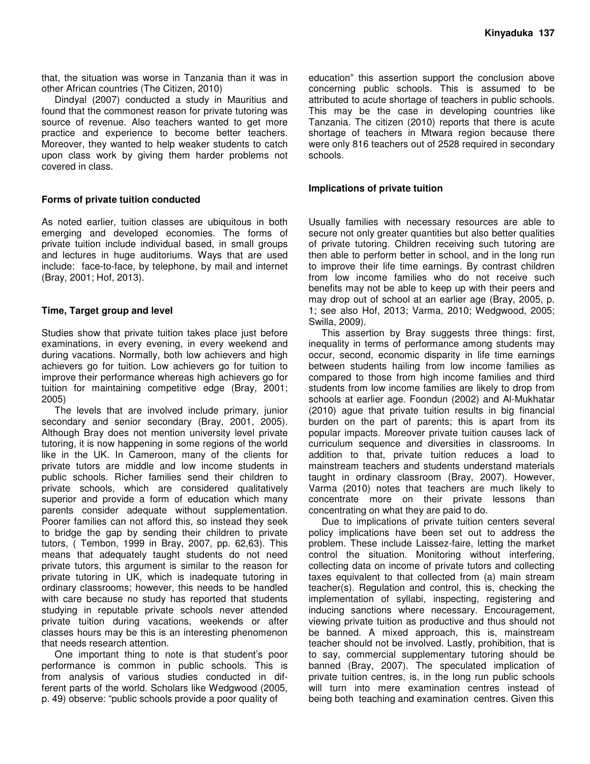that, the situation was worse in Tanzania than it was in other African countries (The Citizen, 2010)

Dindyal (2007) conducted a study in Mauritius and found that the commonest reason for private tutoring was source of revenue. Also teachers wanted to get more practice and experience to become better teachers. Moreover, they wanted to help weaker students to catch upon class work by giving them harder problems not covered in class.

### Forms of private tuition conducted

As noted earlier, tuition classes are ubiquitous in both emerging and developed economies. The forms of private tuition include individual based, in small groups and lectures in huge auditoriums. Ways that are used include: face-to-face, by telephone, by mail and internet (Bray, 2001; Hof, 2013).

### Time, Target group and level

Studies show that private tuition takes place just before examinations, in every evening, in every weekend and during vacations. Normally, both low achievers and high achievers go for tuition. Low achievers go for tuition to improve their performance whereas high achievers go for tuition for maintaining competitive edge (Bray, 2001; 2005)

The levels that are involved include primary, junior secondary and senior secondary (Bray, 2001, 2005). Although Bray does not mention university level private tutoring, it is now happening in some regions of the world like in the UK. In Cameroon, many of the clients for private tutors are middle and low income students in public schools. Richer families send their children to private schools, which are considered qualitatively superior and provide a form of education which many parents consider adequate without supplementation. Poorer families can not afford this, so instead they seek to bridge the gap by sending their children to private tutors, ( Tembon, 1999 in Bray, 2007, pp. 62,63). This means that adequately taught students do not need private tutors, this argument is similar to the reason for private tutoring in UK, which is inadequate tutoring in ordinary classrooms; however, this needs to be handled with care because no study has reported that students studying in reputable private schools never attended private tuition during vacations, weekends or after classes hours may be this is an interesting phenomenon that needs research attention.

One important thing to note is that student's poor performance is common in public schools. This is from analysis of various studies conducted in different parts of the world. Scholars like Wedgwood (2005, p. 49) observe: "public schools provide a poor quality of education" this assertion support the conclusion above concerning public schools. This is assumed to be attributed to acute shortage of teachers in public schools. This may be the case in developing countries like Tanzania. The citizen (2010) reports that there is acute shortage of teachers in Mtwara region because there were only 816 teachers out of 2528 required in secondary schools.

### Implications of private tuition

Usually families with necessary resources are able to secure not only greater quantities but also better qualities of private tutoring. Children receiving such tutoring are then able to perform better in school, and in the long run to improve their life time earnings. By contrast children from low income families who do not receive such benefits may not be able to keep up with their peers and may drop out of school at an earlier age (Bray, 2005, p. 1; see also Hof, 2013; Varma, 2010; Wedgwood, 2005; Swilla, 2009).

This assertion by Bray suggests three things: first, inequality in terms of performance among students may occur, second, economic disparity in life time earnings between students hailing from low income families as compared to those from high income families and third students from low income families are likely to drop from schools at earlier age. Foondun (2002) and Al-Mukhatar (2010) ague that private tuition results in big financial burden on the part of parents; this is apart from its popular impacts. Moreover private tuition causes lack of curriculum sequence and diversities in classrooms. In addition to that, private tuition reduces a load to mainstream teachers and students understand materials taught in ordinary classroom (Bray, 2007). However, Varma (2010) notes that teachers are much likely to concentrate more on their private lessons than concentrating on what they are paid to do.

Due to implications of private tuition centers several policy implications have been set out to address the problem. These include Laissez-faire, letting the market control the situation. Monitoring without interfering, collecting data on income of private tutors and collecting taxes equivalent to that collected from (a) main stream teacher(s). Regulation and control, this is, checking the implementation of syllabi, inspecting, registering and inducing sanctions where necessary. Encouragement, viewing private tuition as productive and thus should not be banned. A mixed approach, this is, mainstream teacher should not be involved. Lastly, prohibition, that is to say, commercial supplementary tutoring should be banned (Bray, 2007). The speculated implication of private tuition centres, is, in the long run public schools will turn into mere examination centres instead of being both teaching and examination centres. Given this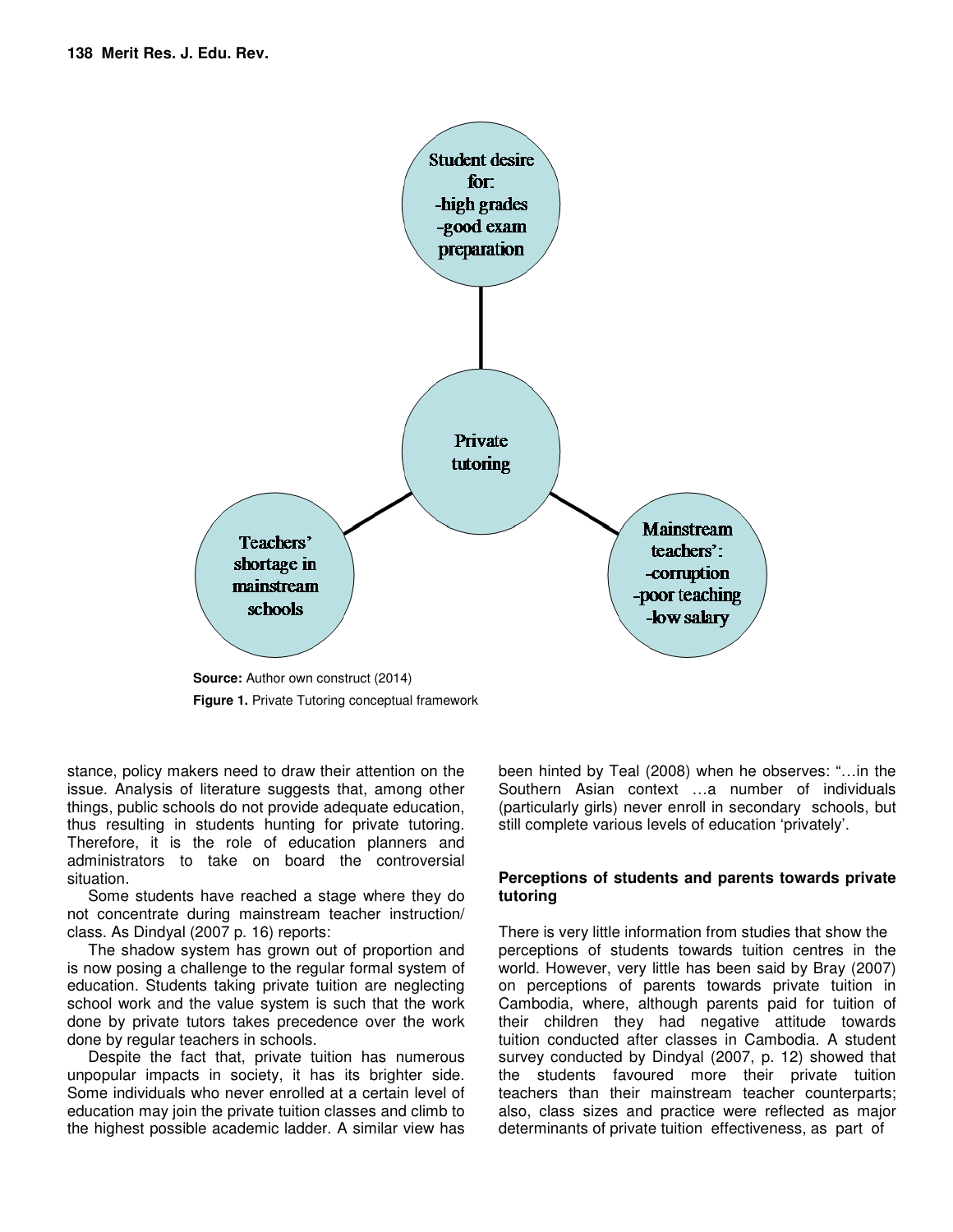Student desire for:
-high grades
-good exam preparation

Private tutoring

Teachers' shortage in mainstream schools

Mainstream teachers':
-corruption
-poor teaching
-low salary

**Source:** Author own construct (2014)

**Figure 1.** Private Tutoring conceptual framework

stance, policy makers need to draw their attention on the issue. Analysis of literature suggests that, among other things, public schools do not provide adequate education, thus resulting in students hunting for private tutoring. Therefore, it is the role of education planners and administrators to take on board the controversial situation.

Some students have reached a stage where they do not concentrate during mainstream teacher instruction/ class. As Dindyal (2007 p. 16) reports:

The shadow system has grown out of proportion and is now posing a challenge to the regular formal system of education. Students taking private tuition are neglecting school work and the value system is such that the work done by private tutors takes precedence over the work done by regular teachers in schools.

Despite the fact that, private tuition has numerous unpopular impacts in society, it has its brighter side. Some individuals who never enrolled at a certain level of education may join the private tuition classes and climb to the highest possible academic ladder. A similar view has been hinted by Teal (2008) when he observes: "…in the Southern Asian context …a number of individuals (particularly girls) never enroll in secondary schools, but still complete various levels of education 'privately'.

### Perceptions of students and parents towards private tutoring

There is very little information from studies that show the perceptions of students towards tuition centres in the world. However, very little has been said by Bray (2007) on perceptions of parents towards private tuition in Cambodia, where, although parents paid for tuition of their children they had negative attitude towards tuition conducted after classes in Cambodia. A student survey conducted by Dindyal (2007, p. 12) showed that the students favoured more their private tuition teachers than their mainstream teacher counterparts; also, class sizes and practice were reflected as major determinants of private tuition effectiveness, as part of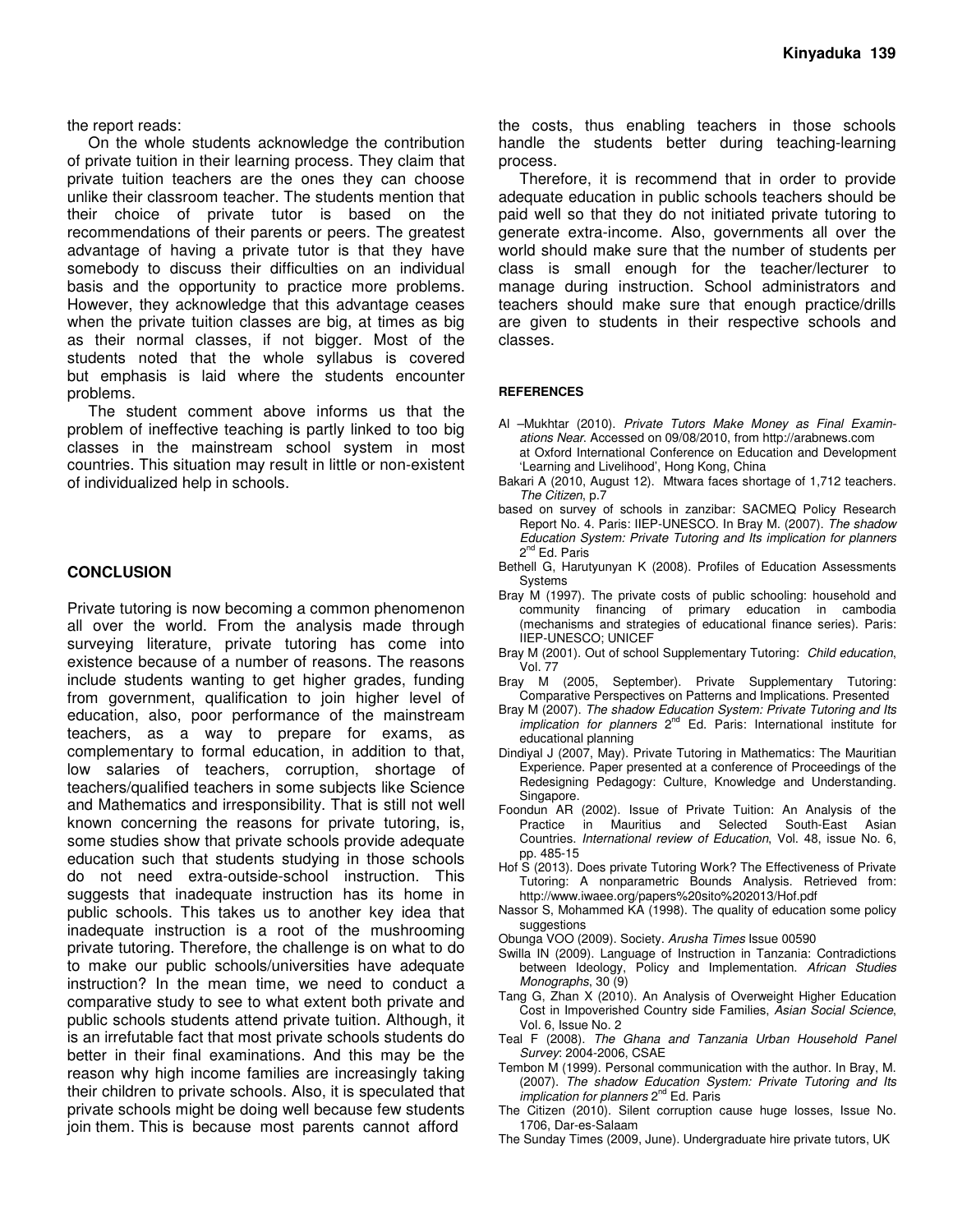the report reads:

On the whole students acknowledge the contribution of private tuition in their learning process. They claim that private tuition teachers are the ones they can choose unlike their classroom teacher. The students mention that their choice of private tutor is based on the recommendations of their parents or peers. The greatest advantage of having a private tutor is that they have somebody to discuss their difficulties on an individual basis and the opportunity to practice more problems. However, they acknowledge that this advantage ceases when the private tuition classes are big, at times as big as their normal classes, if not bigger. Most of the students noted that the whole syllabus is covered but emphasis is laid where the students encounter problems.

The student comment above informs us that the problem of ineffective teaching is partly linked to too big classes in the mainstream school system in most countries. This situation may result in little or non-existent of individualized help in schools.

## CONCLUSION

Private tutoring is now becoming a common phenomenon all over the world. From the analysis made through surveying literature, private tutoring has come into existence because of a number of reasons. The reasons include students wanting to get higher grades, funding from government, qualification to join higher level of education, also, poor performance of the mainstream teachers, as a way to prepare for exams, as complementary to formal education, in addition to that, low salaries of teachers, corruption, shortage of teachers/qualified teachers in some subjects like Science and Mathematics and irresponsibility. That is still not well known concerning the reasons for private tutoring, is, some studies show that private schools provide adequate education such that students studying in those schools do not need extra-outside-school instruction. This suggests that inadequate instruction has its home in public schools. This takes us to another key idea that inadequate instruction is a root of the mushrooming private tutoring. Therefore, the challenge is on what to do to make our public schools/universities have adequate instruction? In the mean time, we need to conduct a comparative study to see to what extent both private and public schools students attend private tuition. Although, it is an irrefutable fact that most private schools students do better in their final examinations. And this may be the reason why high income families are increasingly taking their children to private schools. Also, it is speculated that private schools might be doing well because few students join them. This is because most parents cannot afford the costs, thus enabling teachers in those schools handle the students better during teaching-learning process.

Therefore, it is recommend that in order to provide adequate education in public schools teachers should be paid well so that they do not initiated private tutoring to generate extra-income. Also, governments all over the world should make sure that the number of students per class is small enough for the teacher/lecturer to manage during instruction. School administrators and teachers should make sure that enough practice/drills are given to students in their respective schools and classes.

### REFERENCES

Al –Mukhtar (2010). *Private Tutors Make Money as Final Examinations Near.* Accessed on 09/08/2010, from http://arabnews.com at Oxford International Conference on Education and Development 'Learning and Livelihood', Hong Kong, China

Bakari A (2010, August 12). Mtwara faces shortage of 1,712 teachers. *The Citizen*, p.7

based on survey of schools in zanzibar: SACMEQ Policy Research Report No. 4. Paris: IIEP-UNESCO. In Bray M. (2007). *The shadow Education System: Private Tutoring and Its implication for planners* 2nd Ed. Paris

Bethell G, Harutyunyan K (2008). Profiles of Education Assessments Systems

Bray M (1997). The private costs of public schooling: household and community financing of primary education in cambodia (mechanisms and strategies of educational finance series). Paris: IIEP-UNESCO; UNICEF

Bray M (2001). Out of school Supplementary Tutoring: *Child education*, Vol. 77

Bray M (2005, September). Private Supplementary Tutoring: Comparative Perspectives on Patterns and Implications. Presented

Bray M (2007). *The shadow Education System: Private Tutoring and Its implication for planners* 2nd Ed. Paris: International institute for educational planning

Dindiyal J (2007, May). Private Tutoring in Mathematics: The Mauritian Experience. Paper presented at a conference of Proceedings of the Redesigning Pedagogy: Culture, Knowledge and Understanding. Singapore.

Foondun AR (2002). Issue of Private Tuition: An Analysis of the Practice in Mauritius and Selected South-East Asian Countries. *International review of Education*, Vol. 48, issue No. 6, pp. 485-15

Hof S (2013). Does private Tutoring Work? The Effectiveness of Private Tutoring: A nonparametric Bounds Analysis. Retrieved from: http://www.iwaee.org/papers%20sito%202013/Hof.pdf

Nassor S, Mohammed KA (1998). The quality of education some policy suggestions

Obunga VOO (2009). Society. *Arusha Times* Issue 00590

Swilla IN (2009). Language of Instruction in Tanzania: Contradictions between Ideology, Policy and Implementation. *African Studies Monographs*, 30 (9)

Tang G, Zhan X (2010). An Analysis of Overweight Higher Education Cost in Impoverished Country side Families, *Asian Social Science*, Vol. 6, Issue No. 2

Teal F (2008). *The Ghana and Tanzania Urban Household Panel Survey*: 2004-2006, CSAE

Tembon M (1999). Personal communication with the author. In Bray, M. (2007). *The shadow Education System: Private Tutoring and Its implication for planners* 2nd Ed. Paris

The Citizen (2010). Silent corruption cause huge losses, Issue No. 1706, Dar-es-Salaam

The Sunday Times (2009, June). Undergraduate hire private tutors, UK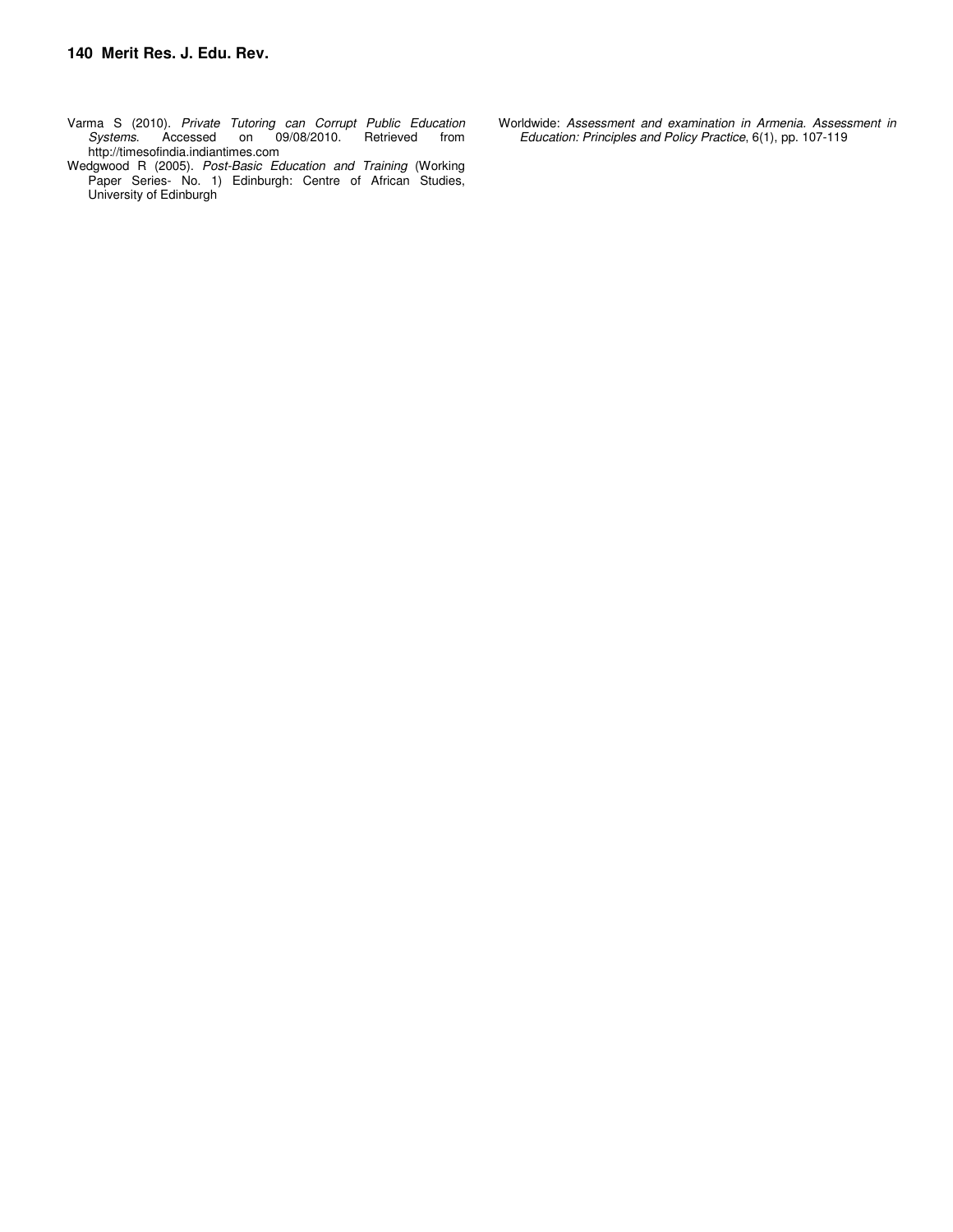Varma S (2010). *Private Tutoring can Corrupt Public Education Systems*. Accessed on 09/08/2010. Retrieved from http://timesofindia.indiantimes.com

Wedgwood R (2005). *Post-Basic Education and Training* (Working Paper Series- No. 1) Edinburgh: Centre of African Studies, University of Edinburgh

Worldwide: *Assessment and examination in Armenia. Assessment in Education: Principles and Policy Practice*, 6(1), pp. 107-119